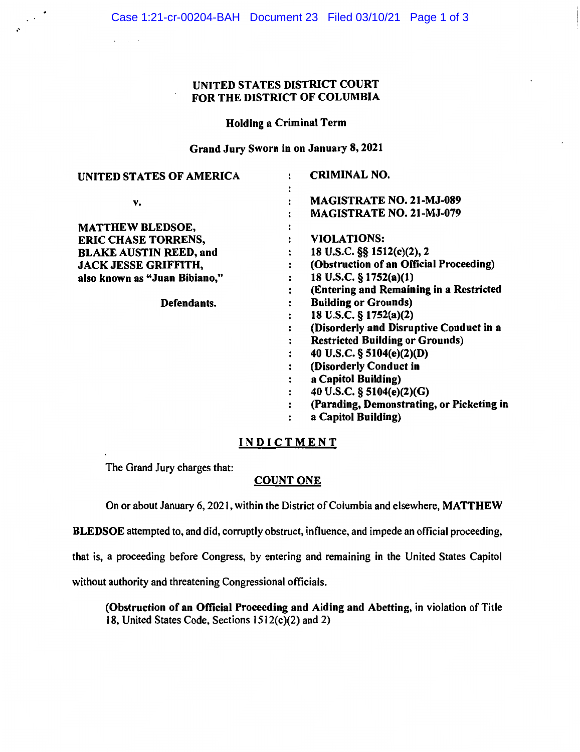**UNITED STATES DISTRICT COURT**
**FOR THE DISTRICT OF COLUMBIA**

**Holding a Criminal Term**

**Grand Jury Sworn in on January 8, 2021**

| | | |
|---|---|---|
| **UNITED STATES OF AMERICA** | : | **CRIMINAL NO.** |
| | : | |
| **v.** | : | **MAGISTRATE NO. 21-MJ-089** |
| | : | **MAGISTRATE NO. 21-MJ-079** |
| **MATTHEW BLEDSOE,** | : | |
| **ERIC CHASE TORRENS,** | : | **VIOLATIONS:** |
| **BLAKE AUSTIN REED, and** | : | **18 U.S.C. §§ 1512(c)(2), 2** |
| **JACK JESSE GRIFFITH,** | : | **(Obstruction of an Official Proceeding)** |
| **also known as "Juan Bibiano,"** | : | **18 U.S.C. § 1752(a)(1)** |
| | : | **(Entering and Remaining in a Restricted** |
| **Defendants.** | : | **Building or Grounds)** |
| | : | **18 U.S.C. § 1752(a)(2)** |
| | : | **(Disorderly and Disruptive Conduct in a** |
| | : | **Restricted Building or Grounds)** |
| | : | **40 U.S.C. § 5104(e)(2)(D)** |
| | : | **(Disorderly Conduct in** |
| | : | **a Capitol Building)** |
| | : | **40 U.S.C. § 5104(e)(2)(G)** |
| | : | **(Parading, Demonstrating, or Picketing in** |
| | : | **a Capitol Building)** |

# INDICTMENT

The Grand Jury charges that:

## COUNT ONE

On or about January 6, 2021, within the District of Columbia and elsewhere, **MATTHEW BLEDSOE** attempted to, and did, corruptly obstruct, influence, and impede an official proceeding, that is, a proceeding before Congress, by entering and remaining in the United States Capitol without authority and threatening Congressional officials.

**(Obstruction of an Official Proceeding and Aiding and Abetting,** in violation of Title 18, United States Code, Sections 1512(c)(2) and 2)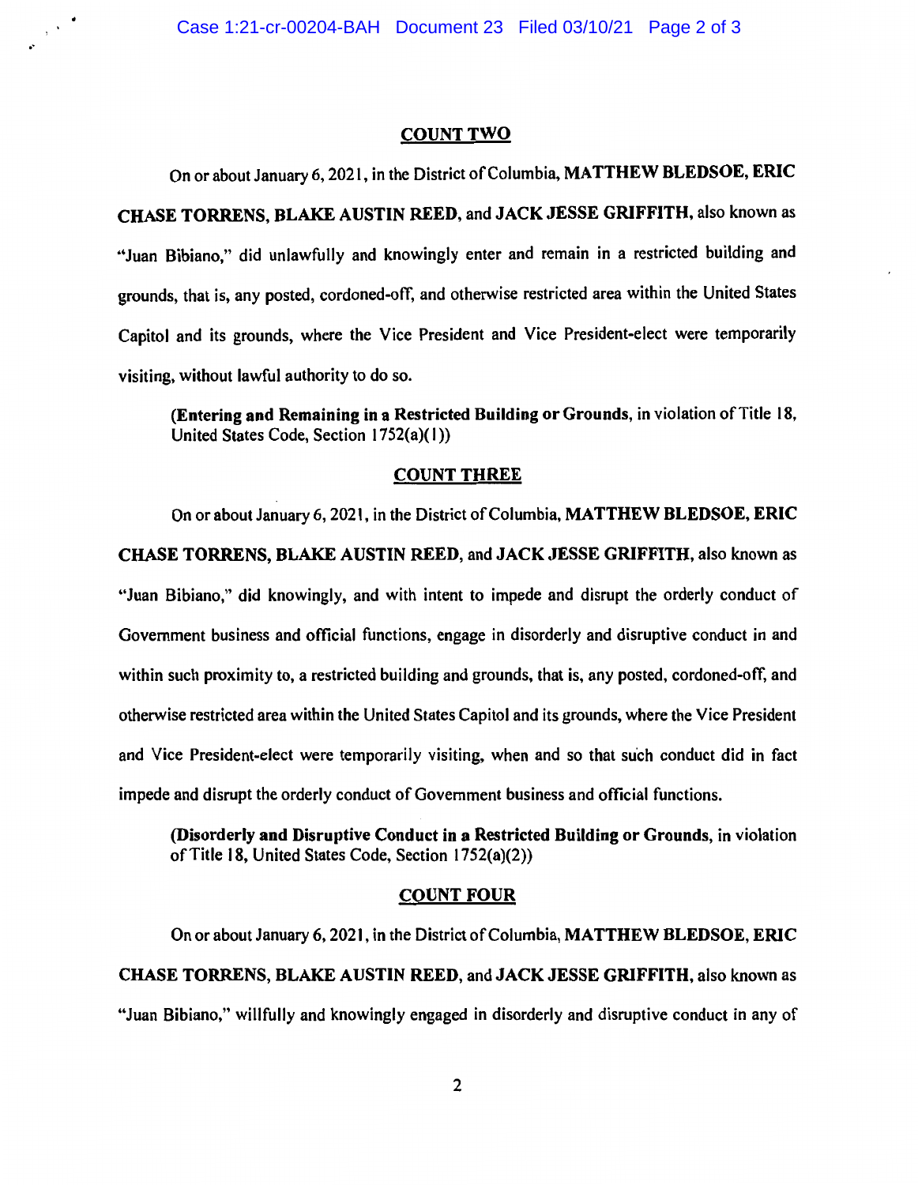## COUNT TWO

On or about January 6, 2021, in the District of Columbia, **MATTHEW BLEDSOE, ERIC CHASE TORRENS, BLAKE AUSTIN REED,** and **JACK JESSE GRIFFITH,** also known as "Juan Bibiano," did unlawfully and knowingly enter and remain in a restricted building and grounds, that is, any posted, cordoned-off, and otherwise restricted area within the United States Capitol and its grounds, where the Vice President and Vice President-elect were temporarily visiting, without lawful authority to do so.

(**Entering and Remaining in a Restricted Building or Grounds**, in violation of Title 18, United States Code, Section 1752(a)(1))

## COUNT THREE

On or about January 6, 2021, in the District of Columbia, **MATTHEW BLEDSOE, ERIC CHASE TORRENS, BLAKE AUSTIN REED,** and **JACK JESSE GRIFFITH,** also known as "Juan Bibiano," did knowingly, and with intent to impede and disrupt the orderly conduct of Government business and official functions, engage in disorderly and disruptive conduct in and within such proximity to, a restricted building and grounds, that is, any posted, cordoned-off, and otherwise restricted area within the United States Capitol and its grounds, where the Vice President and Vice President-elect were temporarily visiting, when and so that such conduct did in fact impede and disrupt the orderly conduct of Government business and official functions.

(**Disorderly and Disruptive Conduct in a Restricted Building or Grounds**, in violation of Title 18, United States Code, Section 1752(a)(2))

## COUNT FOUR

On or about January 6, 2021, in the District of Columbia, **MATTHEW BLEDSOE, ERIC CHASE TORRENS, BLAKE AUSTIN REED,** and **JACK JESSE GRIFFITH,** also known as "Juan Bibiano," willfully and knowingly engaged in disorderly and disruptive conduct in any of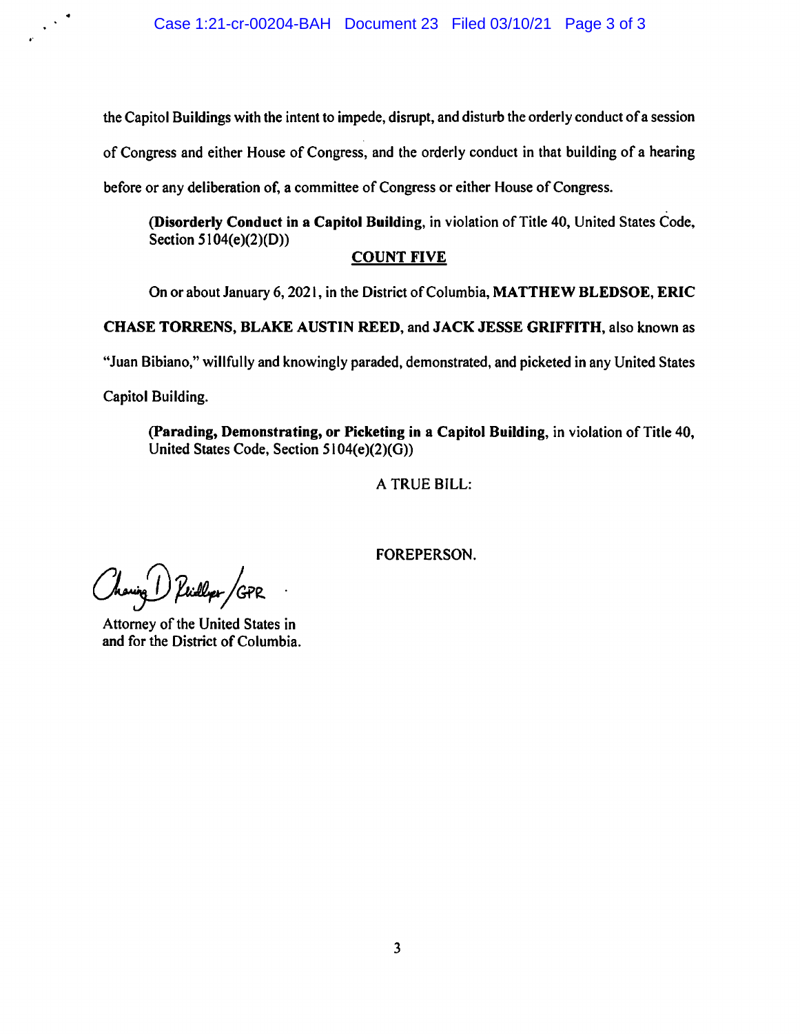the Capitol Buildings with the intent to impede, disrupt, and disturb the orderly conduct of a session of Congress and either House of Congress, and the orderly conduct in that building of a hearing before or any deliberation of, a committee of Congress or either House of Congress.

> **(Disorderly Conduct in a Capitol Building**, in violation of Title 40, United States Code, Section 5104(e)(2)(D))

**COUNT FIVE**

On or about January 6, 2021, in the District of Columbia, **MATTHEW BLEDSOE, ERIC CHASE TORRENS, BLAKE AUSTIN REED,** and **JACK JESSE GRIFFITH,** also known as "Juan Bibiano," willfully and knowingly paraded, demonstrated, and picketed in any United States Capitol Building.

> **(Parading, Demonstrating, or Picketing in a Capitol Building**, in violation of Title 40, United States Code, Section 5104(e)(2)(G))

A TRUE BILL:

FOREPERSON.

Channing D Phillips /GPR

Attorney of the United States in
and for the District of Columbia.